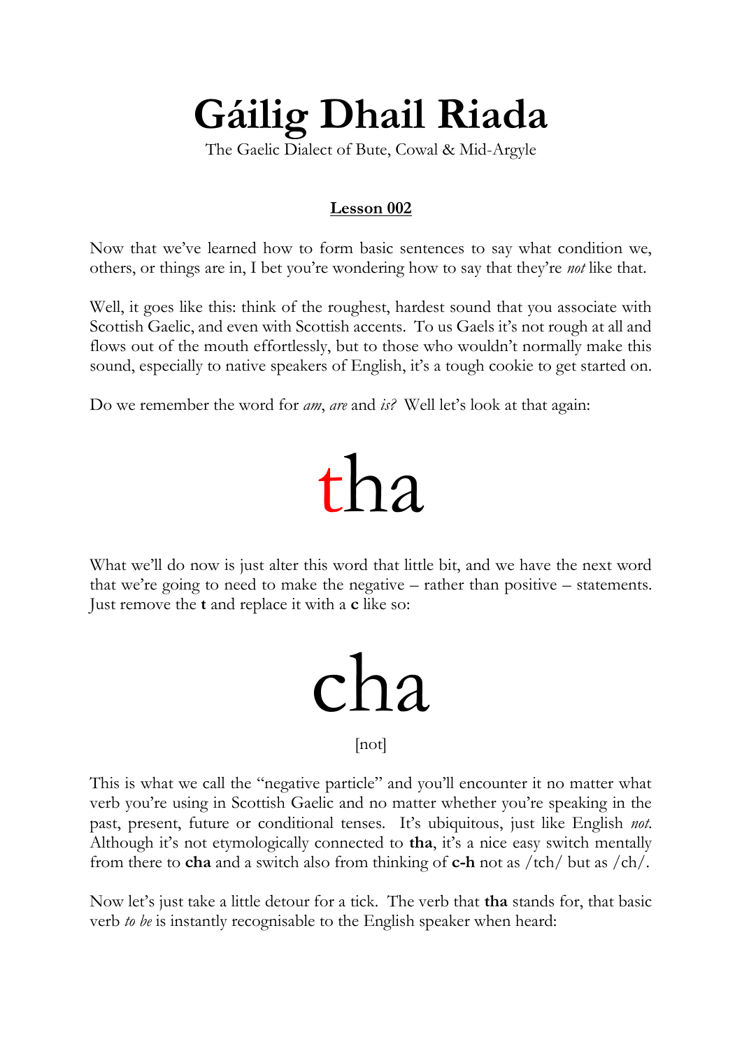# Gáilig Dhail Riada

The Gaelic Dialect of Bute, Cowal & Mid-Argyle

**Lesson 002**

Now that we've learned how to form basic sentences to say what condition we, others, or things are in, I bet you're wondering how to say that they're *not* like that.

Well, it goes like this: think of the roughest, hardest sound that you associate with Scottish Gaelic, and even with Scottish accents. To us Gaels it's not rough at all and flows out of the mouth effortlessly, but to those who wouldn't normally make this sound, especially to native speakers of English, it's a tough cookie to get started on.

Do we remember the word for *am*, *are* and *is?* Well let's look at that again:

# tha

What we'll do now is just alter this word that little bit, and we have the next word that we're going to need to make the negative – rather than positive – statements. Just remove the **t** and replace it with a **c** like so:

# cha

[not]

This is what we call the "negative particle" and you'll encounter it no matter what verb you're using in Scottish Gaelic and no matter whether you're speaking in the past, present, future or conditional tenses. It's ubiquitous, just like English *not*. Although it's not etymologically connected to **tha**, it's a nice easy switch mentally from there to **cha** and a switch also from thinking of **c-h** not as /tch/ but as /ch/.

Now let's just take a little detour for a tick. The verb that **tha** stands for, that basic verb *to be* is instantly recognisable to the English speaker when heard: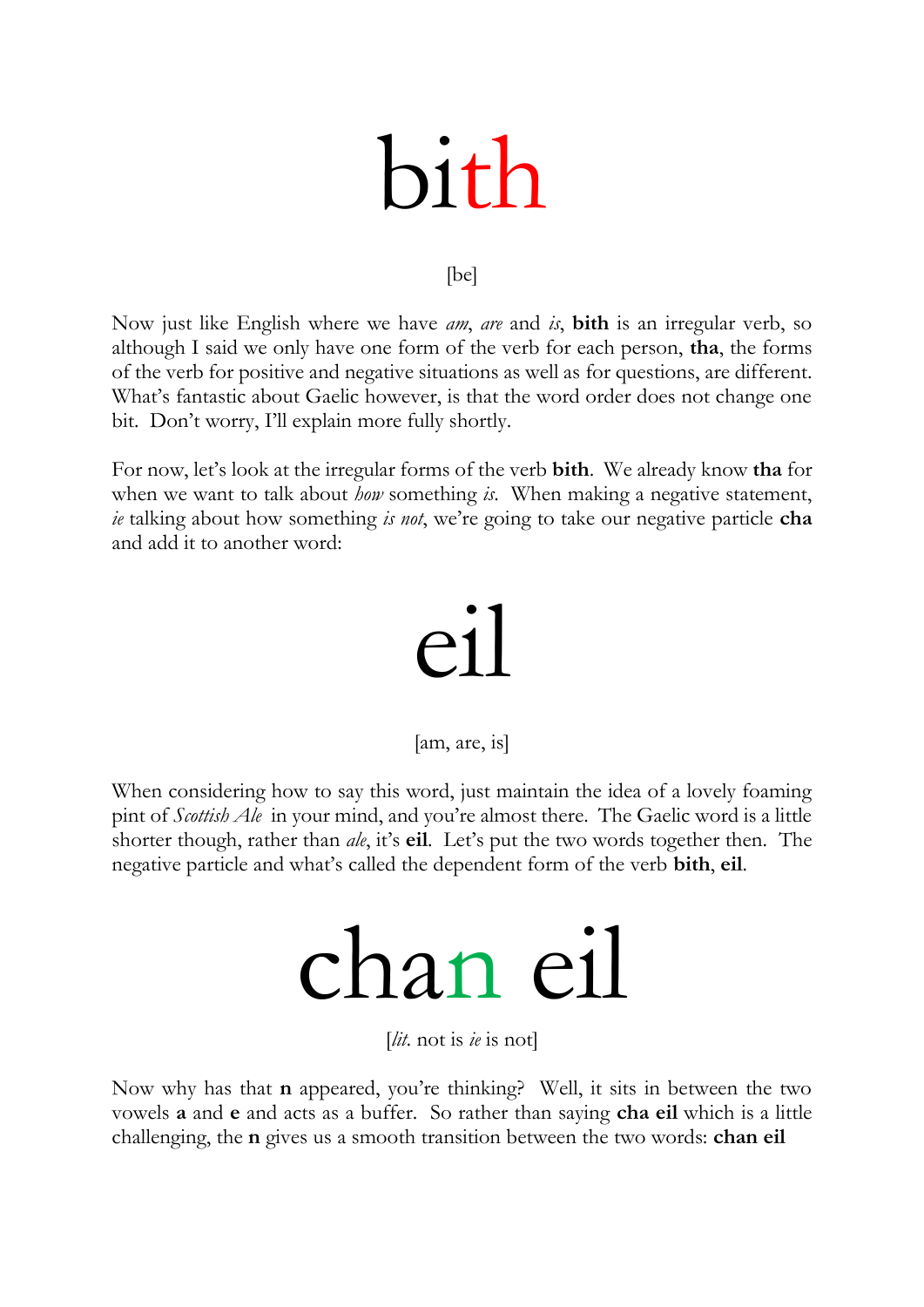# bith

[be]

Now just like English where we have *am*, *are* and *is*, **bith** is an irregular verb, so although I said we only have one form of the verb for each person, **tha**, the forms of the verb for positive and negative situations as well as for questions, are different. What's fantastic about Gaelic however, is that the word order does not change one bit. Don't worry, I'll explain more fully shortly.

For now, let's look at the irregular forms of the verb **bith**. We already know **tha** for when we want to talk about *how* something *is*. When making a negative statement, *ie* talking about how something *is not*, we're going to take our negative particle **cha** and add it to another word:

# eil

[am, are, is]

When considering how to say this word, just maintain the idea of a lovely foaming pint of *Scottish Ale* in your mind, and you're almost there. The Gaelic word is a little shorter though, rather than *ale*, it's **eil**. Let's put the two words together then. The negative particle and what's called the dependent form of the verb **bith**, **eil**.

# chan eil

[*lit.* not is *ie* is not]

Now why has that **n** appeared, you're thinking? Well, it sits in between the two vowels **a** and **e** and acts as a buffer. So rather than saying **cha eil** which is a little challenging, the **n** gives us a smooth transition between the two words: **chan eil**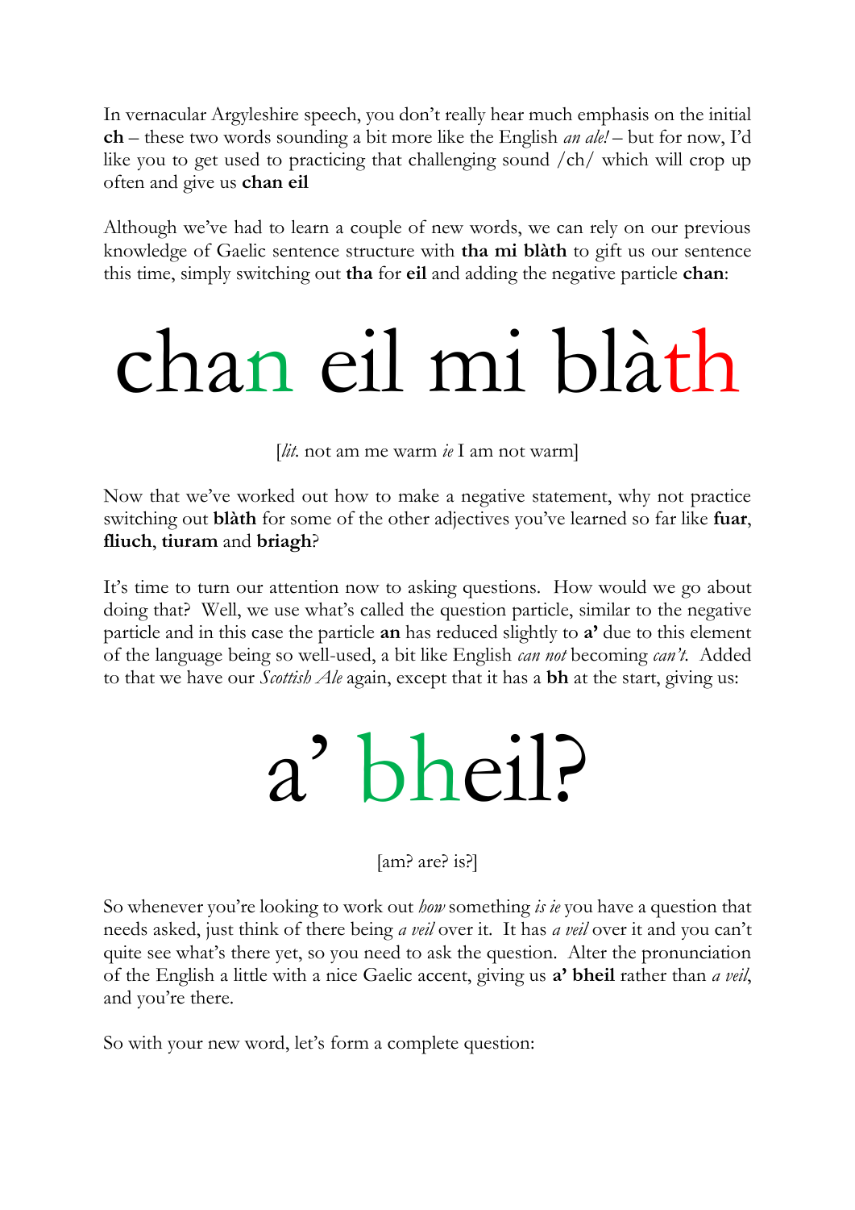In vernacular Argyleshire speech, you don't really hear much emphasis on the initial **ch** – these two words sounding a bit more like the English *an ale!* – but for now, I'd like you to get used to practicing that challenging sound /ch/ which will crop up often and give us **chan eil**

Although we've had to learn a couple of new words, we can rely on our previous knowledge of Gaelic sentence structure with **tha mi blàth** to gift us our sentence this time, simply switching out **tha** for **eil** and adding the negative particle **chan**:

# chan eil mi blàth

[*lit.* not am me warm *ie* I am not warm]

Now that we've worked out how to make a negative statement, why not practice switching out **blàth** for some of the other adjectives you've learned so far like **fuar**, **fliuch**, **tiuram** and **briagh**?

It's time to turn our attention now to asking questions. How would we go about doing that? Well, we use what's called the question particle, similar to the negative particle and in this case the particle **an** has reduced slightly to **a'** due to this element of the language being so well-used, a bit like English *can not* becoming *can't*. Added to that we have our *Scottish Ale* again, except that it has a **bh** at the start, giving us:

# a' bheil?

[am? are? is?]

So whenever you're looking to work out *how* something *is ie* you have a question that needs asked, just think of there being *a veil* over it. It has *a veil* over it and you can't quite see what's there yet, so you need to ask the question. Alter the pronunciation of the English a little with a nice Gaelic accent, giving us **a' bheil** rather than *a veil*, and you're there.

So with your new word, let's form a complete question: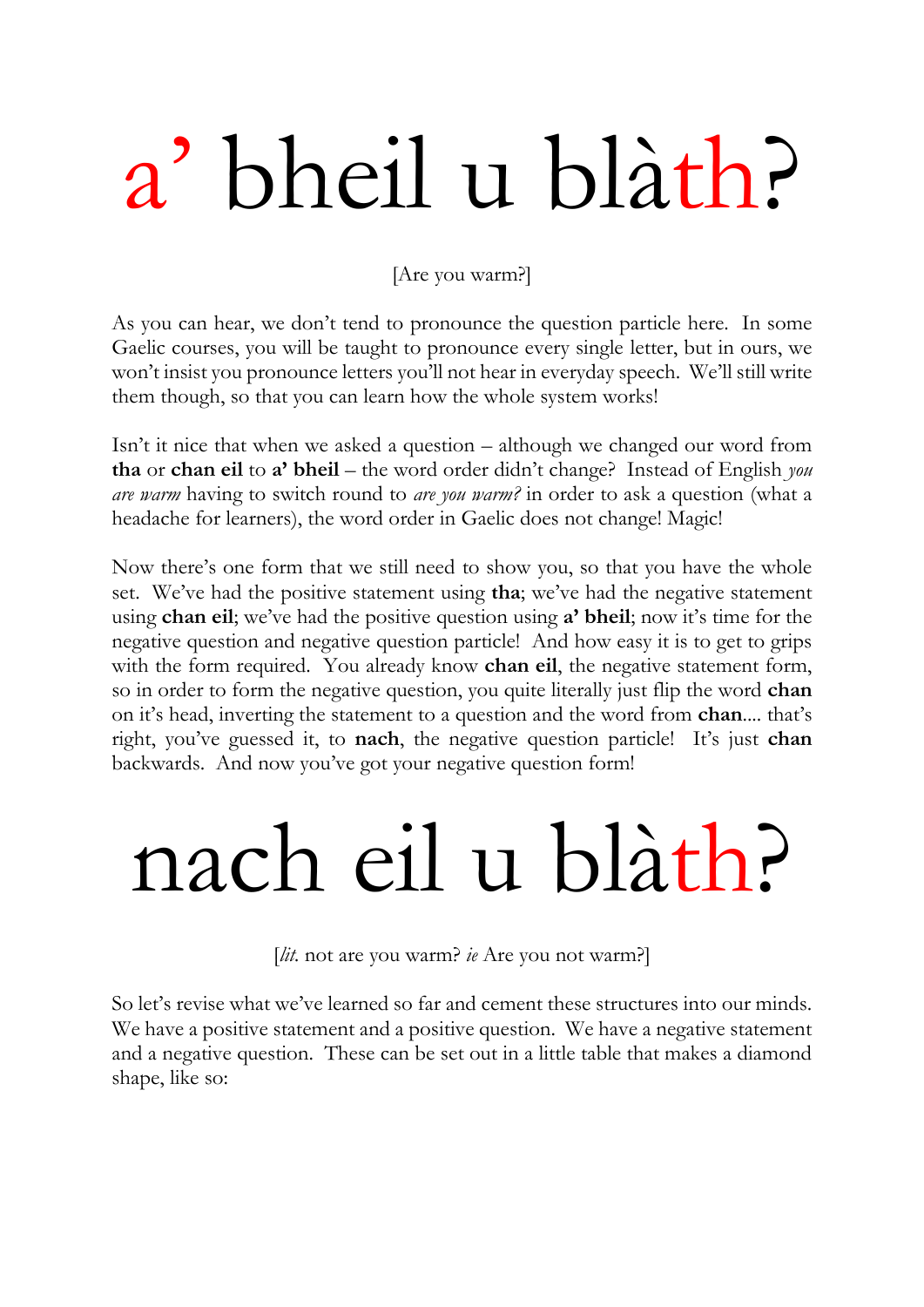# a’ bheil u blàth?

[Are you warm?]

As you can hear, we don’t tend to pronounce the question particle here. In some Gaelic courses, you will be taught to pronounce every single letter, but in ours, we won’t insist you pronounce letters you’ll not hear in everyday speech. We’ll still write them though, so that you can learn how the whole system works!

Isn’t it nice that when we asked a question – although we changed our word from **tha** or **chan eil** to **a’ bheil** – the word order didn’t change? Instead of English *you are warm* having to switch round to *are you warm?* in order to ask a question (what a headache for learners), the word order in Gaelic does not change! Magic!

Now there’s one form that we still need to show you, so that you have the whole set. We’ve had the positive statement using **tha**; we’ve had the negative statement using **chan eil**; we’ve had the positive question using **a’ bheil**; now it’s time for the negative question and negative question particle! And how easy it is to get to grips with the form required. You already know **chan eil**, the negative statement form, so in order to form the negative question, you quite literally just flip the word **chan** on it’s head, inverting the statement to a question and the word from **chan**.... that’s right, you’ve guessed it, to **nach**, the negative question particle! It’s just **chan** backwards. And now you’ve got your negative question form!

# nach eil u blàth?

[*lit.* not are you warm? *ie* Are you not warm?]

So let’s revise what we’ve learned so far and cement these structures into our minds. We have a positive statement and a positive question. We have a negative statement and a negative question. These can be set out in a little table that makes a diamond shape, like so: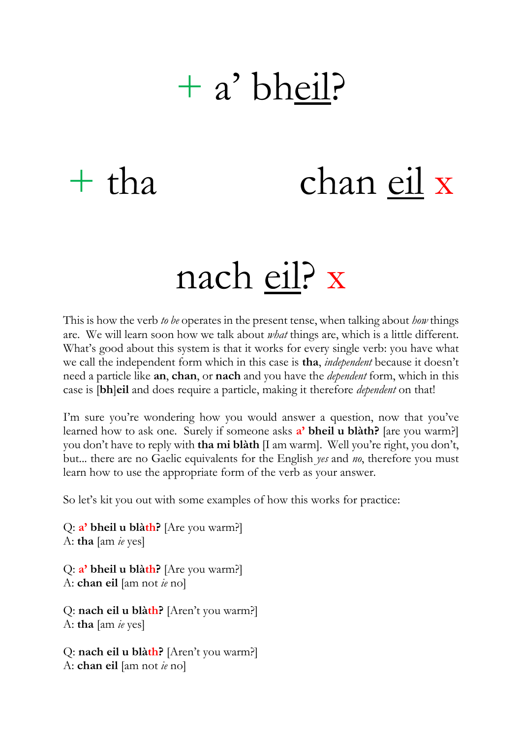+ a' bh<u>eil</u>?

+ tha                    chan <u>eil</u> x

nach <u>eil</u>? x

This is how the verb *to be* operates in the present tense, when talking about *how* things are. We will learn soon how we talk about *what* things are, which is a little different. What's good about this system is that it works for every single verb: you have what we call the independent form which in this case is **tha**, *independent* because it doesn't need a particle like **an**, **chan**, or **nach** and you have the *dependent* form, which in this case is [**bh**]**eil** and does require a particle, making it therefore *dependent* on that!

I'm sure you're wondering how you would answer a question, now that you've learned how to ask one. Surely if someone asks **a' bheil u blàth?** [are you warm?] you don't have to reply with **tha mi blàth** [I am warm]. Well you're right, you don't, but... there are no Gaelic equivalents for the English *yes* and *no*, therefore you must learn how to use the appropriate form of the verb as your answer.

So let's kit you out with some examples of how this works for practice:

Q: **a' bheil u blàth?** [Are you warm?]
A: **tha** [am *ie* yes]

Q: **a' bheil u blàth?** [Are you warm?]
A: **chan eil** [am not *ie* no]

Q: **nach eil u blàth?** [Aren't you warm?]
A: **tha** [am *ie* yes]

Q: **nach eil u blàth?** [Aren't you warm?]
A: **chan eil** [am not *ie* no]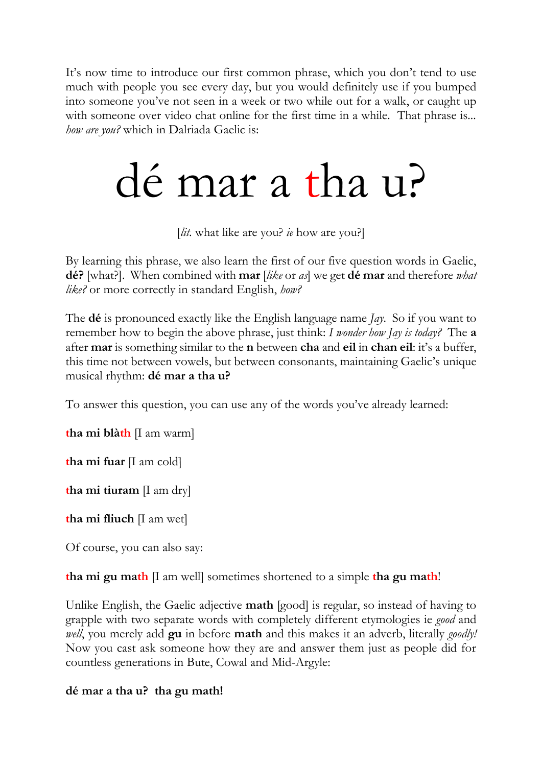It's now time to introduce our first common phrase, which you don't tend to use much with people you see every day, but you would definitely use if you bumped into someone you've not seen in a week or two while out for a walk, or caught up with someone over video chat online for the first time in a while. That phrase is... *how are you?* which in Dalriada Gaelic is:

# dé mar a tha u?

[*lit.* what like are you? *ie* how are you?]

By learning this phrase, we also learn the first of our five question words in Gaelic, **dé?** [what?]. When combined with **mar** [*like* or *as*] we get **dé mar** and therefore *what like?* or more correctly in standard English, *how?*

The **dé** is pronounced exactly like the English language name *Jay*. So if you want to remember how to begin the above phrase, just think: *I wonder how Jay is today?* The **a** after **mar** is something similar to the **n** between **cha** and **eil** in **chan eil**: it's a buffer, this time not between vowels, but between consonants, maintaining Gaelic's unique musical rhythm: **dé mar a tha u?**

To answer this question, you can use any of the words you've already learned:

**tha mi blàth** [I am warm]

**tha mi fuar** [I am cold]

**tha mi tiuram** [I am dry]

**tha mi fliuch** [I am wet]

Of course, you can also say:

**tha mi gu math** [I am well] sometimes shortened to a simple **tha gu math**!

Unlike English, the Gaelic adjective **math** [good] is regular, so instead of having to grapple with two separate words with completely different etymologies ie *good* and *well*, you merely add **gu** in before **math** and this makes it an adverb, literally *goodly!* Now you cast ask someone how they are and answer them just as people did for countless generations in Bute, Cowal and Mid-Argyle:

**dé mar a tha u? tha gu math!**